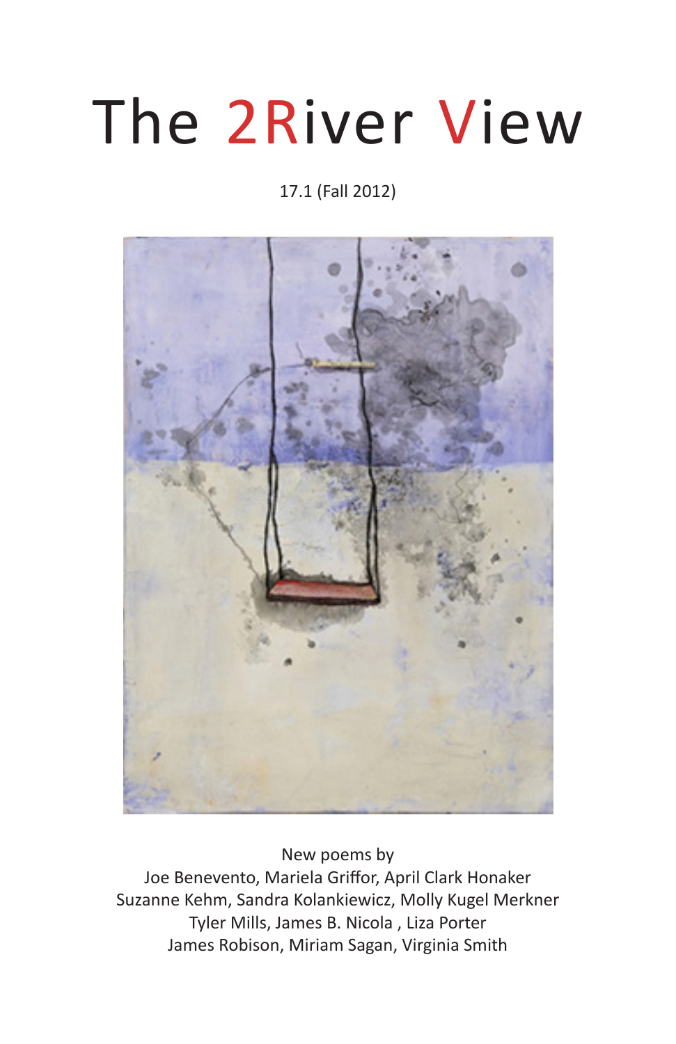# The 2River View

17.1 (Fall 2012)

New poems by
Joe Benevento, Mariela Griffor, April Clark Honaker
Suzanne Kehm, Sandra Kolankiewicz, Molly Kugel Merkner
Tyler Mills, James B. Nicola , Liza Porter
James Robison, Miriam Sagan, Virginia Smith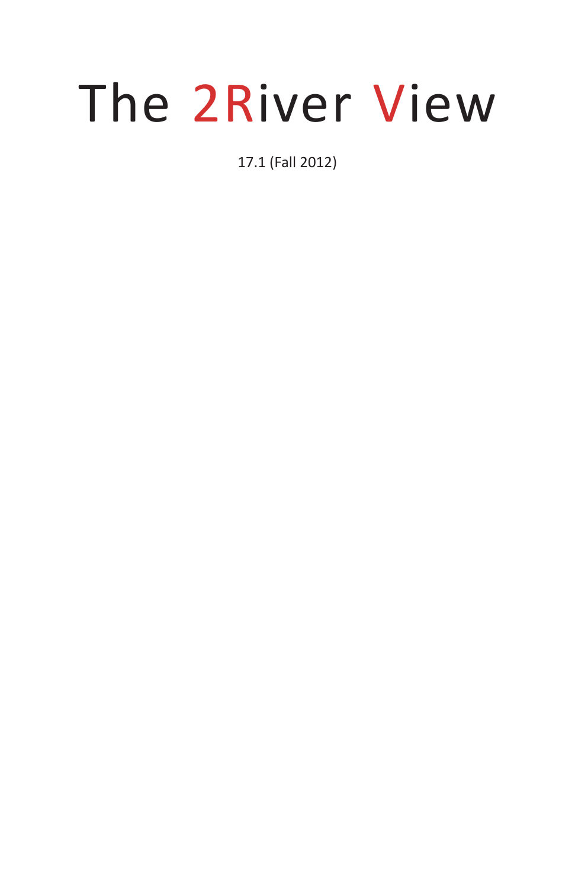# The 2River View

17.1 (Fall 2012)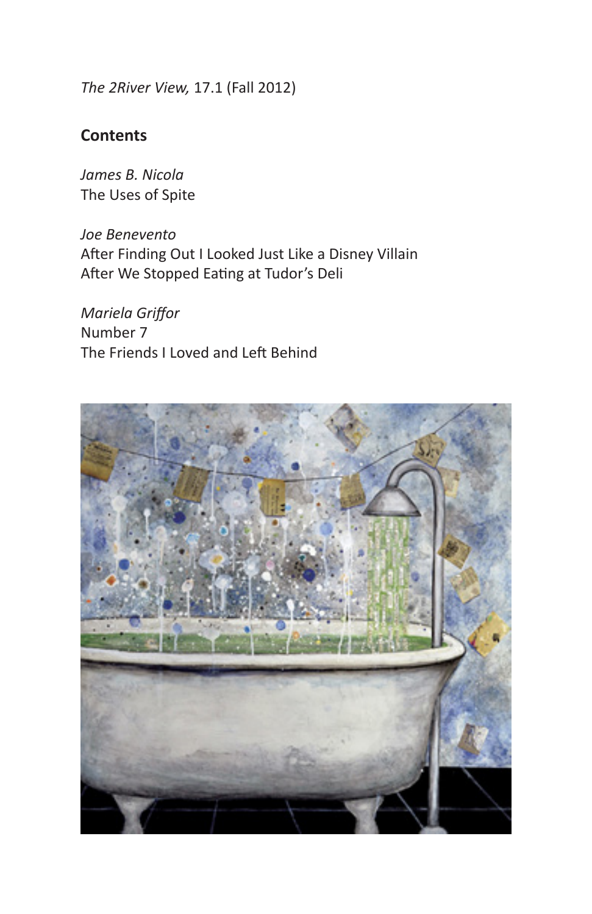*The 2River View,* 17.1 (Fall 2012)

## Contents

*James B. Nicola*
The Uses of Spite

*Joe Benevento*
After Finding Out I Looked Just Like a Disney Villain
After We Stopped Eating at Tudor's Deli

*Mariela Griffor*
Number 7
The Friends I Loved and Left Behind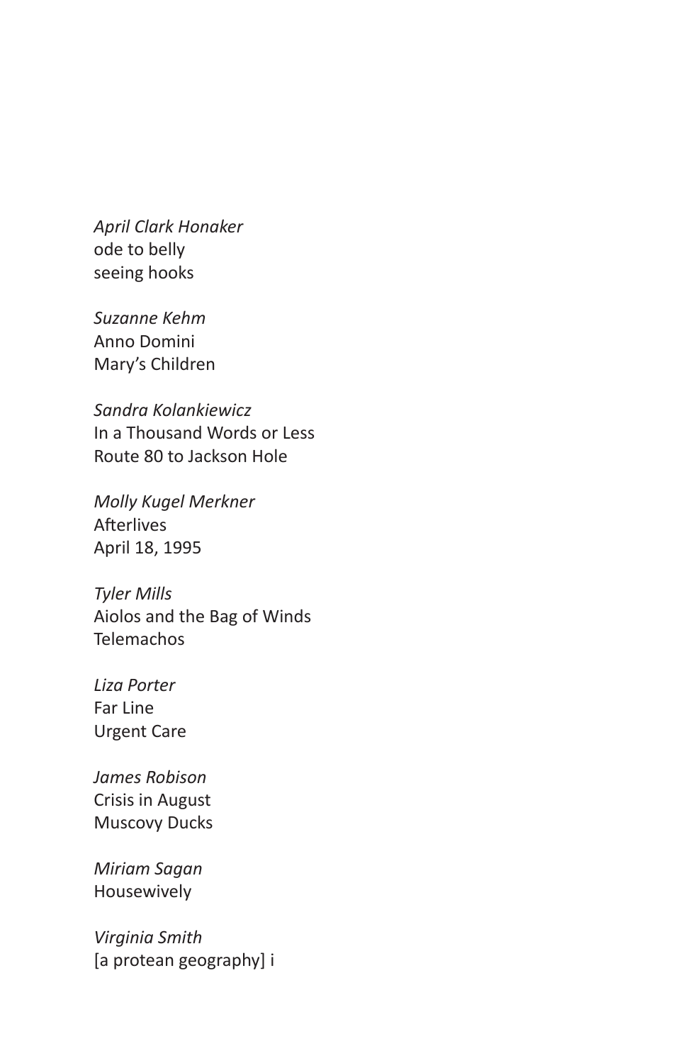*April Clark Honaker*
ode to belly
seeing hooks

*Suzanne Kehm*
Anno Domini
Mary's Children

*Sandra Kolankiewicz*
In a Thousand Words or Less
Route 80 to Jackson Hole

*Molly Kugel Merkner*
Afterlives
April 18, 1995

*Tyler Mills*
Aiolos and the Bag of Winds
Telemachos

*Liza Porter*
Far Line
Urgent Care

*James Robison*
Crisis in August
Muscovy Ducks

*Miriam Sagan*
Housewively

*Virginia Smith*
[a protean geography] i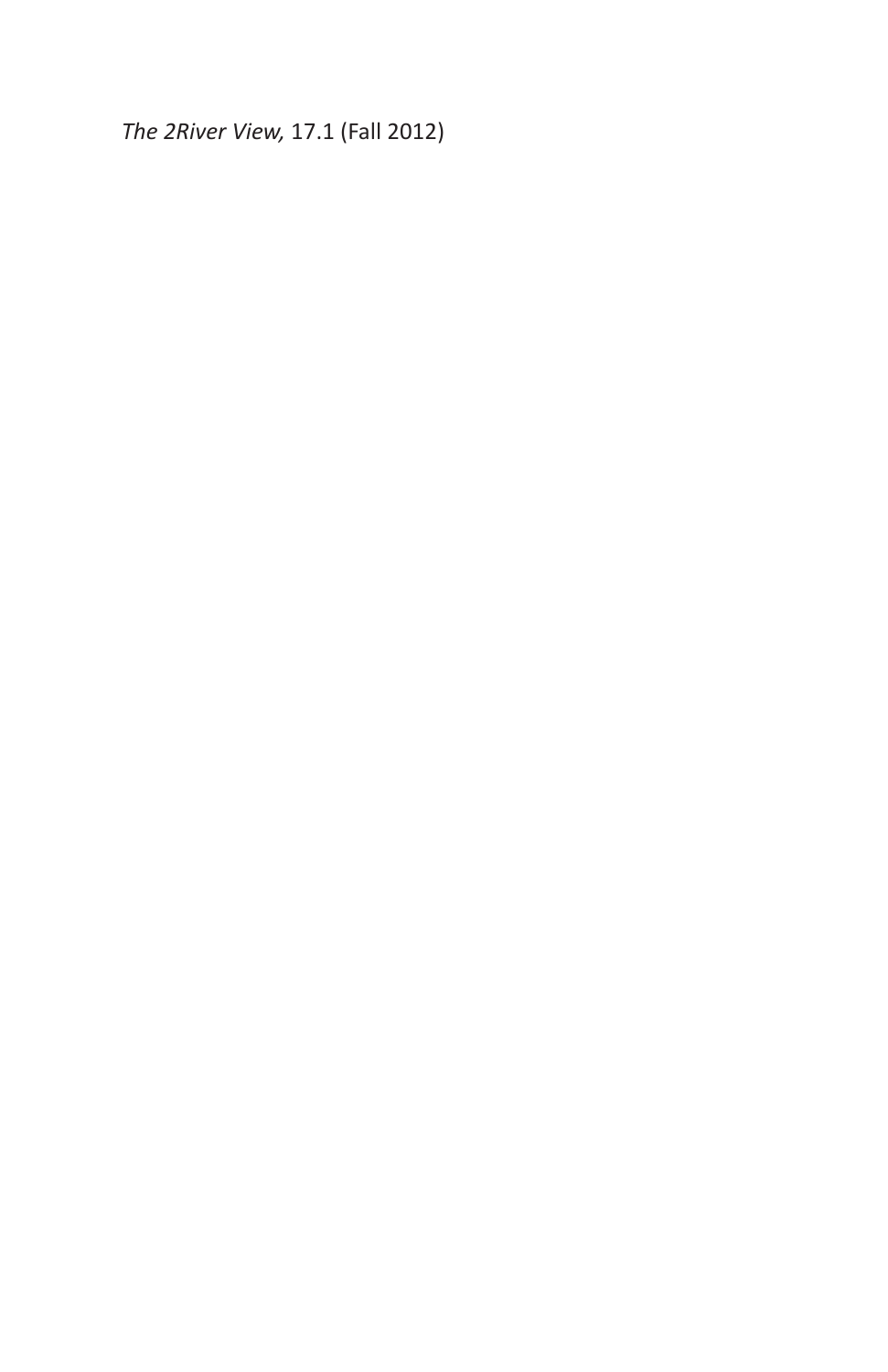*The 2River View,* 17.1 (Fall 2012)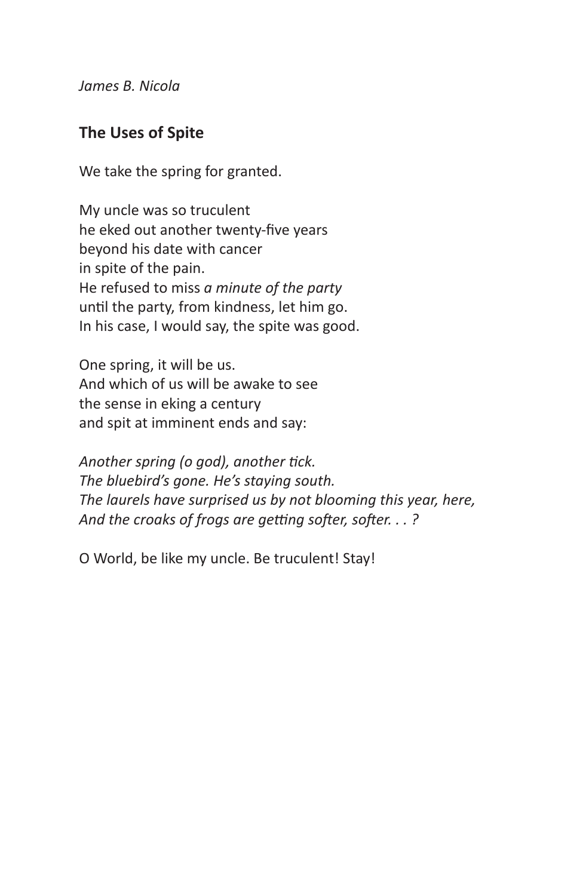*James B. Nicola*

## The Uses of Spite

We take the spring for granted.

My uncle was so truculent  
he eked out another twenty-five years  
beyond his date with cancer  
in spite of the pain.  
He refused to miss *a minute of the party*  
until the party, from kindness, let him go.  
In his case, I would say, the spite was good.

One spring, it will be us.  
And which of us will be awake to see  
the sense in eking a century  
and spit at imminent ends and say:

*Another spring (o god), another tick.*  
*The bluebird's gone. He's staying south.*  
*The laurels have surprised us by not blooming this year, here,*  
*And the croaks of frogs are getting softer, softer. . . ?*

O World, be like my uncle. Be truculent! Stay!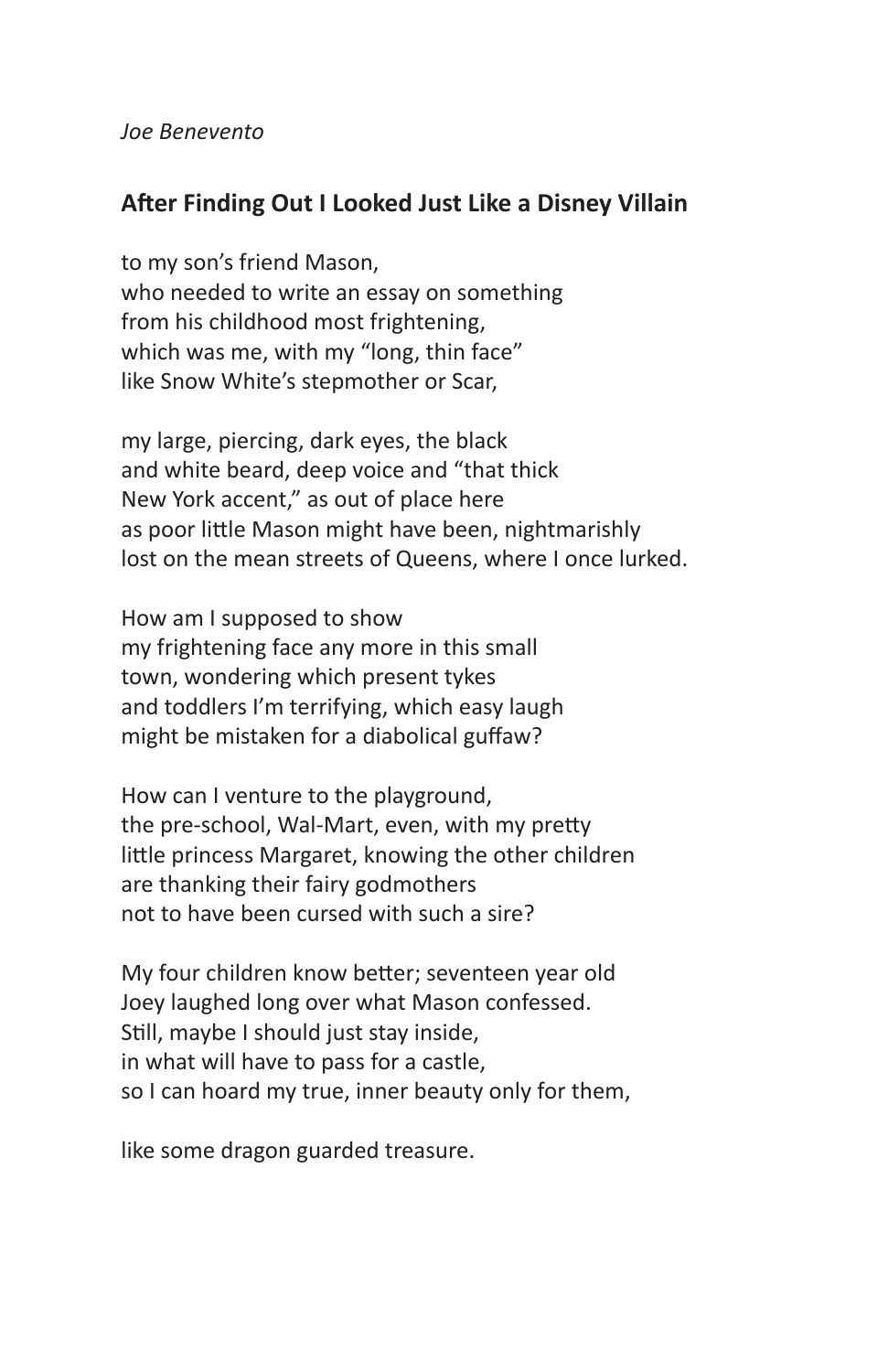*Joe Benevento*

## After Finding Out I Looked Just Like a Disney Villain

to my son's friend Mason,  
who needed to write an essay on something  
from his childhood most frightening,  
which was me, with my "long, thin face"  
like Snow White's stepmother or Scar,

my large, piercing, dark eyes, the black  
and white beard, deep voice and "that thick  
New York accent," as out of place here  
as poor little Mason might have been, nightmarishly  
lost on the mean streets of Queens, where I once lurked.

How am I supposed to show  
my frightening face any more in this small  
town, wondering which present tykes  
and toddlers I'm terrifying, which easy laugh  
might be mistaken for a diabolical guffaw?

How can I venture to the playground,  
the pre-school, Wal-Mart, even, with my pretty  
little princess Margaret, knowing the other children  
are thanking their fairy godmothers  
not to have been cursed with such a sire?

My four children know better; seventeen year old  
Joey laughed long over what Mason confessed.  
Still, maybe I should just stay inside,  
in what will have to pass for a castle,  
so I can hoard my true, inner beauty only for them,

like some dragon guarded treasure.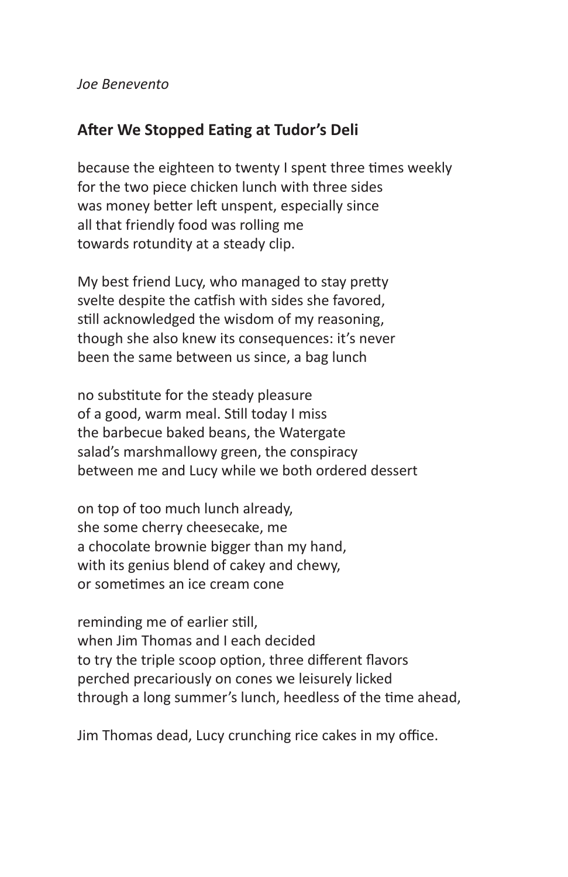*Joe Benevento*

## After We Stopped Eating at Tudor's Deli

because the eighteen to twenty I spent three times weekly
for the two piece chicken lunch with three sides
was money better left unspent, especially since
all that friendly food was rolling me
towards rotundity at a steady clip.

My best friend Lucy, who managed to stay pretty
svelte despite the catfish with sides she favored,
still acknowledged the wisdom of my reasoning,
though she also knew its consequences: it's never
been the same between us since, a bag lunch

no substitute for the steady pleasure
of a good, warm meal. Still today I miss
the barbecue baked beans, the Watergate
salad's marshmallowy green, the conspiracy
between me and Lucy while we both ordered dessert

on top of too much lunch already,
she some cherry cheesecake, me
a chocolate brownie bigger than my hand,
with its genius blend of cakey and chewy,
or sometimes an ice cream cone

reminding me of earlier still,
when Jim Thomas and I each decided
to try the triple scoop option, three different flavors
perched precariously on cones we leisurely licked
through a long summer's lunch, heedless of the time ahead,

Jim Thomas dead, Lucy crunching rice cakes in my office.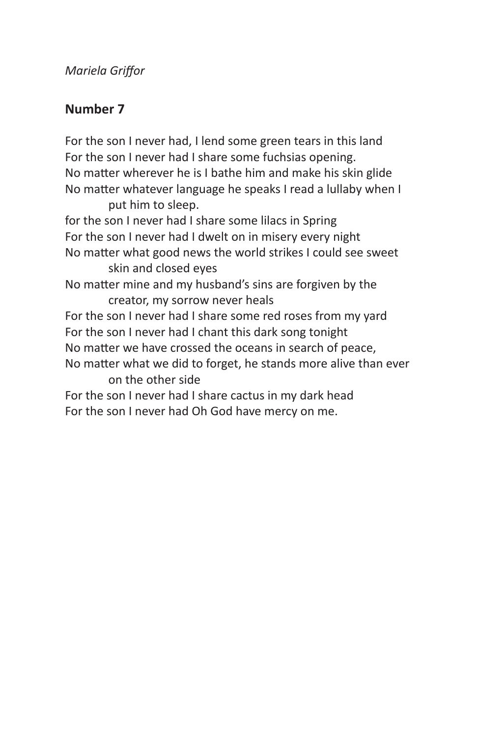*Mariela Griffor*

## Number 7

For the son I never had, I lend some green tears in this land
For the son I never had I share some fuchsias opening.
No matter wherever he is I bathe him and make his skin glide
No matter whatever language he speaks I read a lullaby when I put him to sleep.
for the son I never had I share some lilacs in Spring
For the son I never had I dwelt on in misery every night
No matter what good news the world strikes I could see sweet skin and closed eyes
No matter mine and my husband's sins are forgiven by the creator, my sorrow never heals
For the son I never had I share some red roses from my yard
For the son I never had I chant this dark song tonight
No matter we have crossed the oceans in search of peace,
No matter what we did to forget, he stands more alive than ever on the other side
For the son I never had I share cactus in my dark head
For the son I never had Oh God have mercy on me.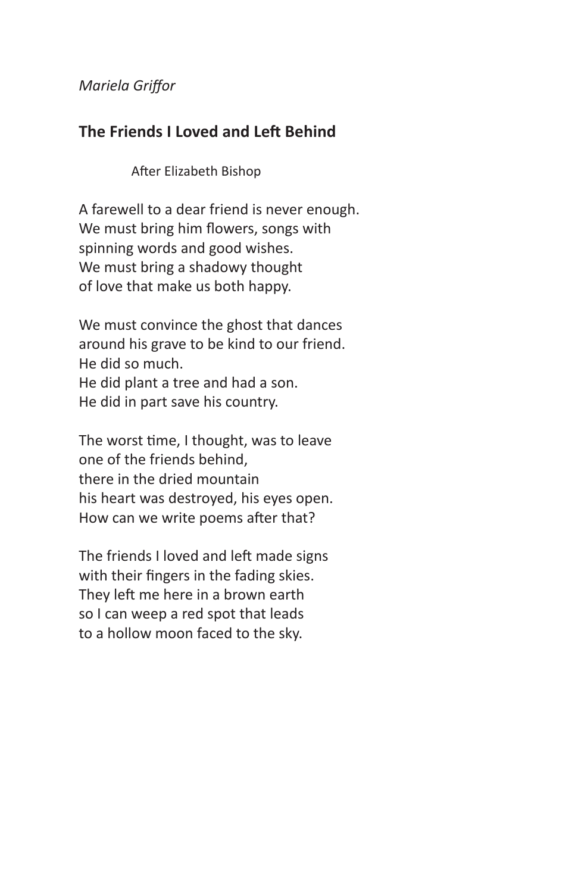*Mariela Griffor*

## The Friends I Loved and Left Behind

After Elizabeth Bishop

A farewell to a dear friend is never enough.
We must bring him flowers, songs with
spinning words and good wishes.
We must bring a shadowy thought
of love that make us both happy.

We must convince the ghost that dances
around his grave to be kind to our friend.
He did so much.
He did plant a tree and had a son.
He did in part save his country.

The worst time, I thought, was to leave
one of the friends behind,
there in the dried mountain
his heart was destroyed, his eyes open.
How can we write poems after that?

The friends I loved and left made signs
with their fingers in the fading skies.
They left me here in a brown earth
so I can weep a red spot that leads
to a hollow moon faced to the sky.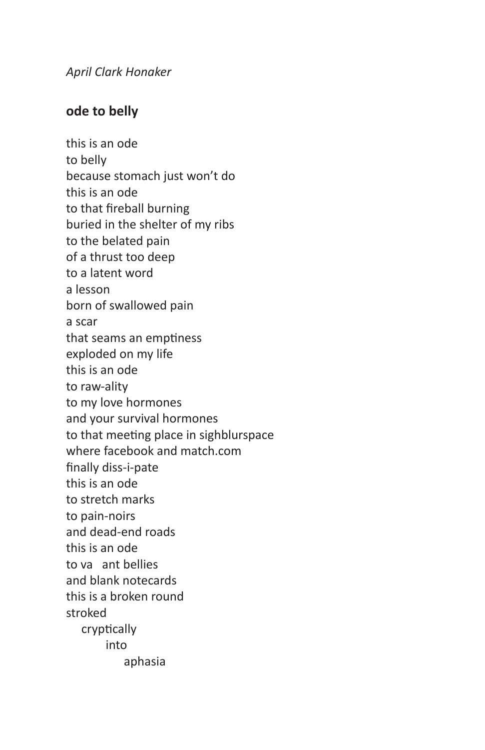*April Clark Honaker*

**ode to belly**

this is an ode  
to belly  
because stomach just won't do  
this is an ode  
to that fireball burning  
buried in the shelter of my ribs  
to the belated pain  
of a thrust too deep  
to a latent word  
a lesson  
born of swallowed pain  
a scar  
that seams an emptiness  
exploded on my life  
this is an ode  
to raw-ality  
to my love hormones  
and your survival hormones  
to that meeting place in sighblurspace  
where facebook and match.com  
finally diss-i-pate  
this is an ode  
to stretch marks  
to pain-noirs  
and dead-end roads  
this is an ode  
to va&nbsp;&nbsp;&nbsp;ant bellies  
and blank notecards  
this is a broken round  
stroked  
&nbsp;&nbsp;&nbsp;&nbsp;cryptically  
&nbsp;&nbsp;&nbsp;&nbsp;&nbsp;&nbsp;&nbsp;&nbsp;into  
&nbsp;&nbsp;&nbsp;&nbsp;&nbsp;&nbsp;&nbsp;&nbsp;&nbsp;&nbsp;&nbsp;&nbsp;aphasia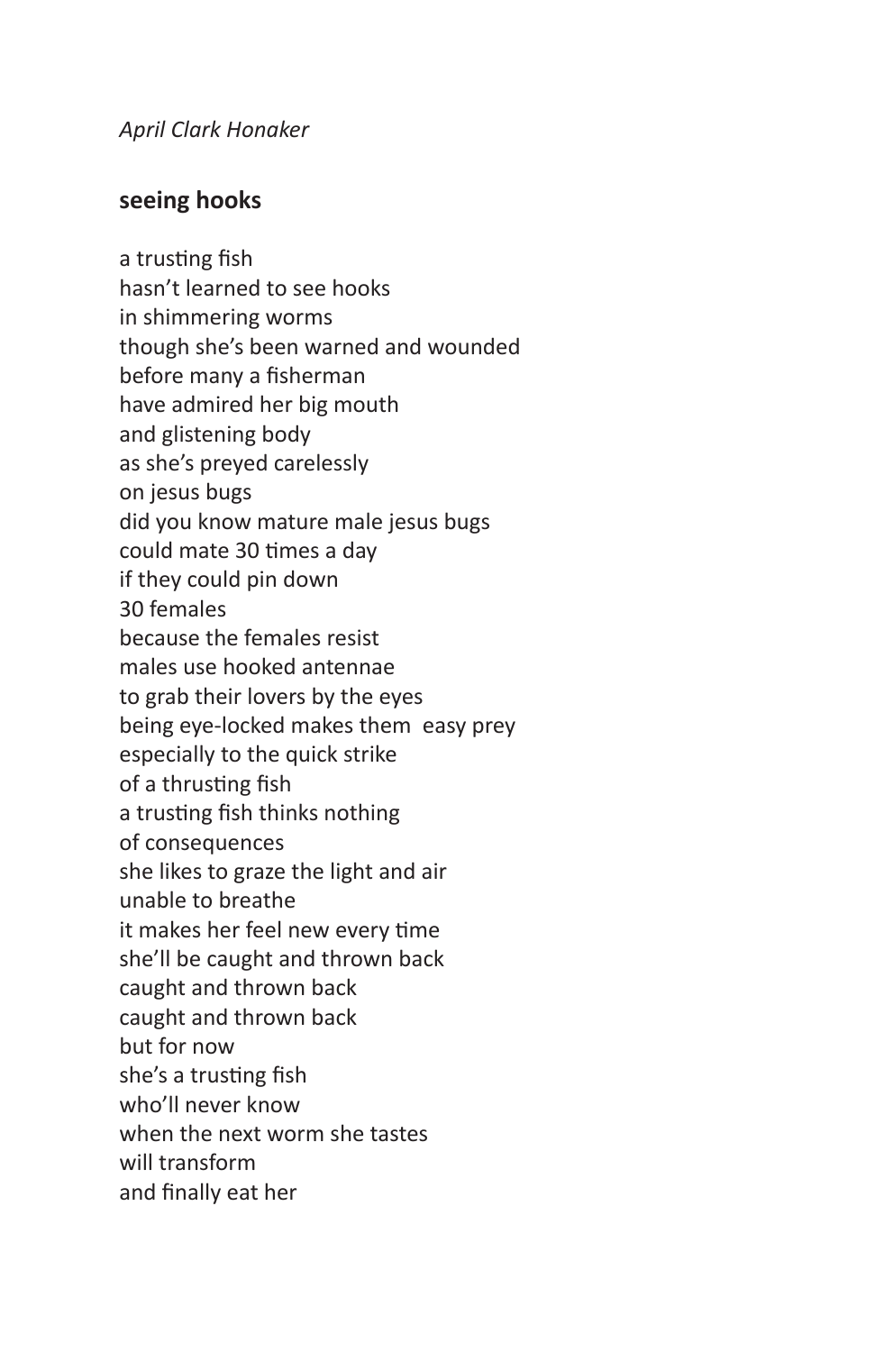*April Clark Honaker*

## seeing hooks

a trusting fish  
hasn't learned to see hooks  
in shimmering worms  
though she's been warned and wounded  
before many a fisherman  
have admired her big mouth  
and glistening body  
as she's preyed carelessly  
on jesus bugs  
did you know mature male jesus bugs  
could mate 30 times a day  
if they could pin down  
30 females  
because the females resist  
males use hooked antennae  
to grab their lovers by the eyes  
being eye-locked makes them easy prey  
especially to the quick strike  
of a thrusting fish  
a trusting fish thinks nothing  
of consequences  
she likes to graze the light and air  
unable to breathe  
it makes her feel new every time  
she'll be caught and thrown back  
caught and thrown back  
caught and thrown back  
but for now  
she's a trusting fish  
who'll never know  
when the next worm she tastes  
will transform  
and finally eat her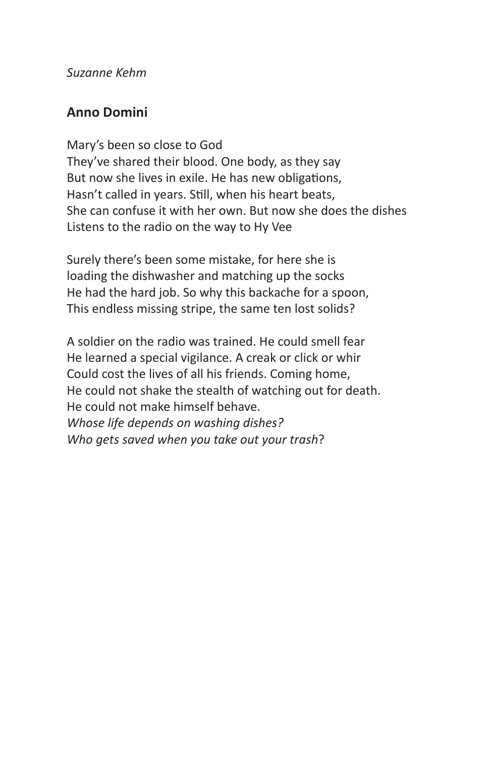*Suzanne Kehm*

## Anno Domini

Mary's been so close to God  
They've shared their blood. One body, as they say  
But now she lives in exile. He has new obligations,  
Hasn't called in years. Still, when his heart beats,  
She can confuse it with her own. But now she does the dishes  
Listens to the radio on the way to Hy Vee

Surely there's been some mistake, for here she is  
loading the dishwasher and matching up the socks  
He had the hard job. So why this backache for a spoon,  
This endless missing stripe, the same ten lost solids?

A soldier on the radio was trained. He could smell fear  
He learned a special vigilance. A creak or click or whir  
Could cost the lives of all his friends. Coming home,  
He could not shake the stealth of watching out for death.  
He could not make himself behave.  
*Whose life depends on washing dishes?*  
*Who gets saved when you take out your trash*?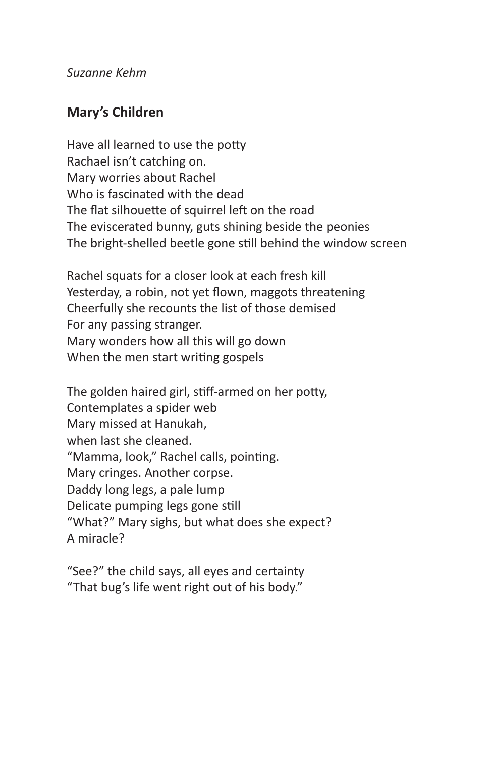*Suzanne Kehm*

## Mary's Children

Have all learned to use the potty  
Rachael isn't catching on.  
Mary worries about Rachel  
Who is fascinated with the dead  
The flat silhouette of squirrel left on the road  
The eviscerated bunny, guts shining beside the peonies  
The bright-shelled beetle gone still behind the window screen

Rachel squats for a closer look at each fresh kill  
Yesterday, a robin, not yet flown, maggots threatening  
Cheerfully she recounts the list of those demised  
For any passing stranger.  
Mary wonders how all this will go down  
When the men start writing gospels

The golden haired girl, stiff-armed on her potty,  
Contemplates a spider web  
Mary missed at Hanukah,  
when last she cleaned.  
"Mamma, look," Rachel calls, pointing.  
Mary cringes. Another corpse.  
Daddy long legs, a pale lump  
Delicate pumping legs gone still  
"What?" Mary sighs, but what does she expect?  
A miracle?

"See?" the child says, all eyes and certainty  
"That bug's life went right out of his body."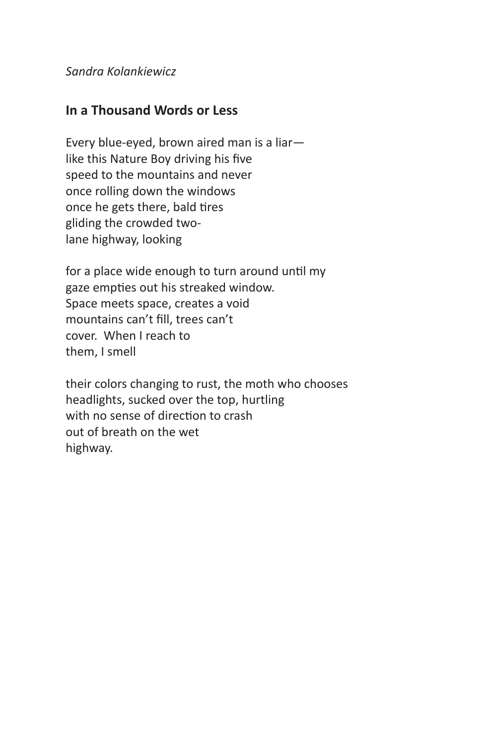*Sandra Kolankiewicz*

## In a Thousand Words or Less

Every blue-eyed, brown aired man is a liar—  
like this Nature Boy driving his five  
speed to the mountains and never  
once rolling down the windows  
once he gets there, bald tires  
gliding the crowded two-  
lane highway, looking

for a place wide enough to turn around until my  
gaze empties out his streaked window.  
Space meets space, creates a void  
mountains can't fill, trees can't  
cover.  When I reach to  
them, I smell

their colors changing to rust, the moth who chooses  
headlights, sucked over the top, hurtling  
with no sense of direction to crash  
out of breath on the wet  
highway.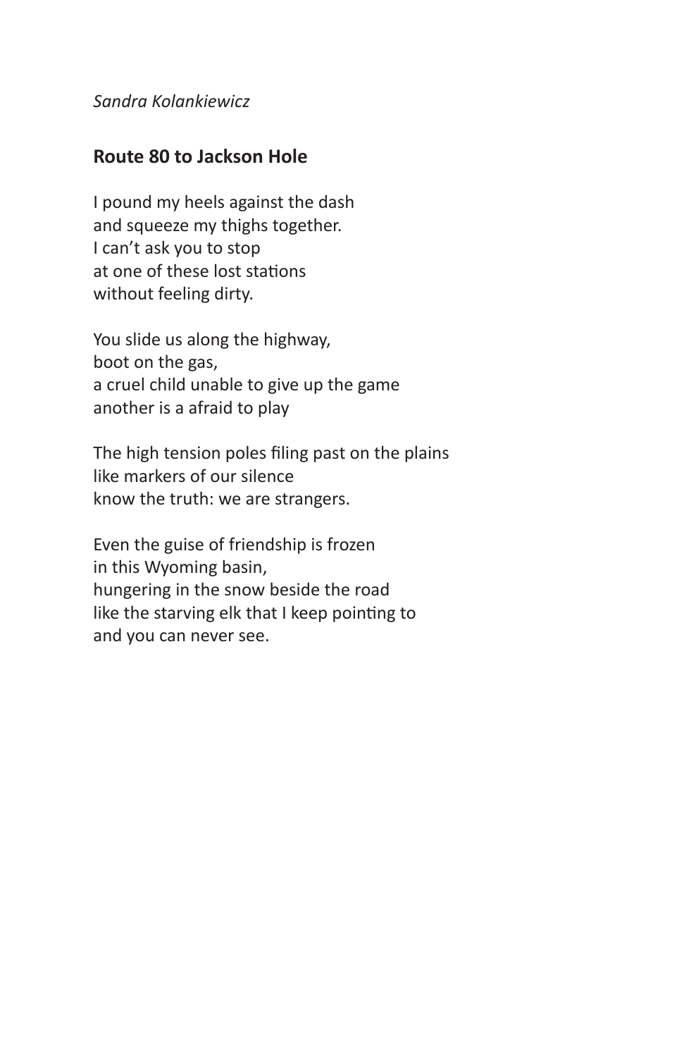*Sandra Kolankiewicz*

## Route 80 to Jackson Hole

I pound my heels against the dash  
and squeeze my thighs together.  
I can't ask you to stop  
at one of these lost stations  
without feeling dirty.

You slide us along the highway,  
boot on the gas,  
a cruel child unable to give up the game  
another is a afraid to play

The high tension poles filing past on the plains  
like markers of our silence  
know the truth: we are strangers.

Even the guise of friendship is frozen  
in this Wyoming basin,  
hungering in the snow beside the road  
like the starving elk that I keep pointing to  
and you can never see.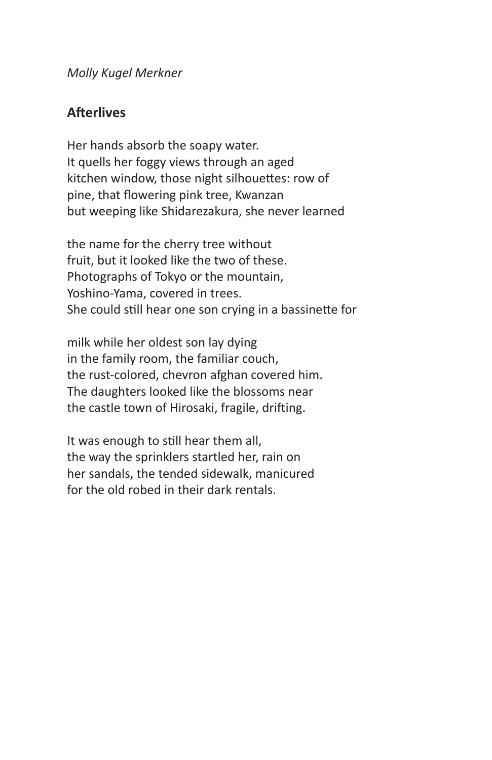*Molly Kugel Merkner*

## Afterlives

Her hands absorb the soapy water.
It quells her foggy views through an aged
kitchen window, those night silhouettes: row of
pine, that flowering pink tree, Kwanzan
but weeping like Shidarezakura, she never learned

the name for the cherry tree without
fruit, but it looked like the two of these.
Photographs of Tokyo or the mountain,
Yoshino-Yama, covered in trees.
She could still hear one son crying in a bassinette for

milk while her oldest son lay dying
in the family room, the familiar couch,
the rust-colored, chevron afghan covered him.
The daughters looked like the blossoms near
the castle town of Hirosaki, fragile, drifting.

It was enough to still hear them all,
the way the sprinklers startled her, rain on
her sandals, the tended sidewalk, manicured
for the old robed in their dark rentals.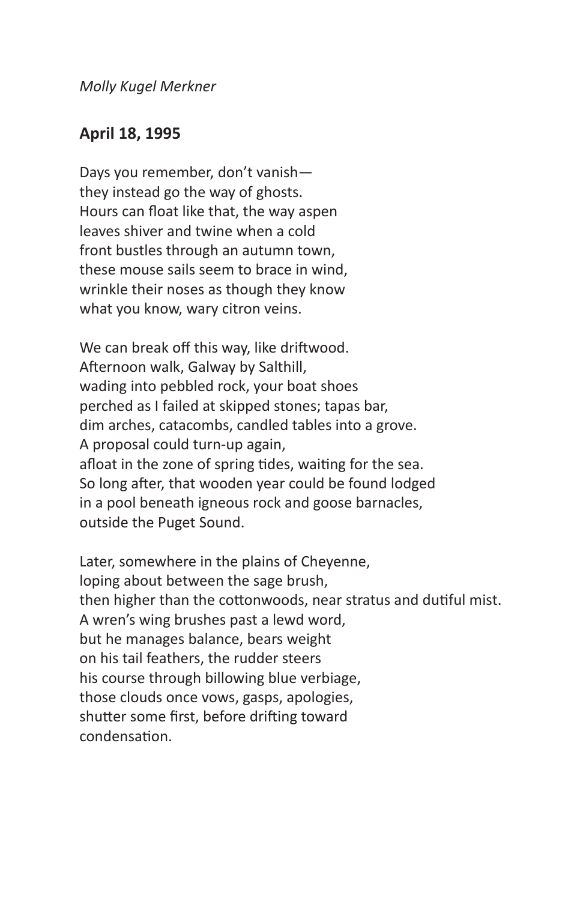*Molly Kugel Merkner*

## April 18, 1995

Days you remember, don't vanish—  
they instead go the way of ghosts.  
Hours can float like that, the way aspen  
leaves shiver and twine when a cold  
front bustles through an autumn town,  
these mouse sails seem to brace in wind,  
wrinkle their noses as though they know  
what you know, wary citron veins.

We can break off this way, like driftwood.  
Afternoon walk, Galway by Salthill,  
wading into pebbled rock, your boat shoes  
perched as I failed at skipped stones; tapas bar,  
dim arches, catacombs, candled tables into a grove.  
A proposal could turn-up again,  
afloat in the zone of spring tides, waiting for the sea.  
So long after, that wooden year could be found lodged  
in a pool beneath igneous rock and goose barnacles,  
outside the Puget Sound.

Later, somewhere in the plains of Cheyenne,  
loping about between the sage brush,  
then higher than the cottonwoods, near stratus and dutiful mist.  
A wren's wing brushes past a lewd word,  
but he manages balance, bears weight  
on his tail feathers, the rudder steers  
his course through billowing blue verbiage,  
those clouds once vows, gasps, apologies,  
shutter some first, before drifting toward  
condensation.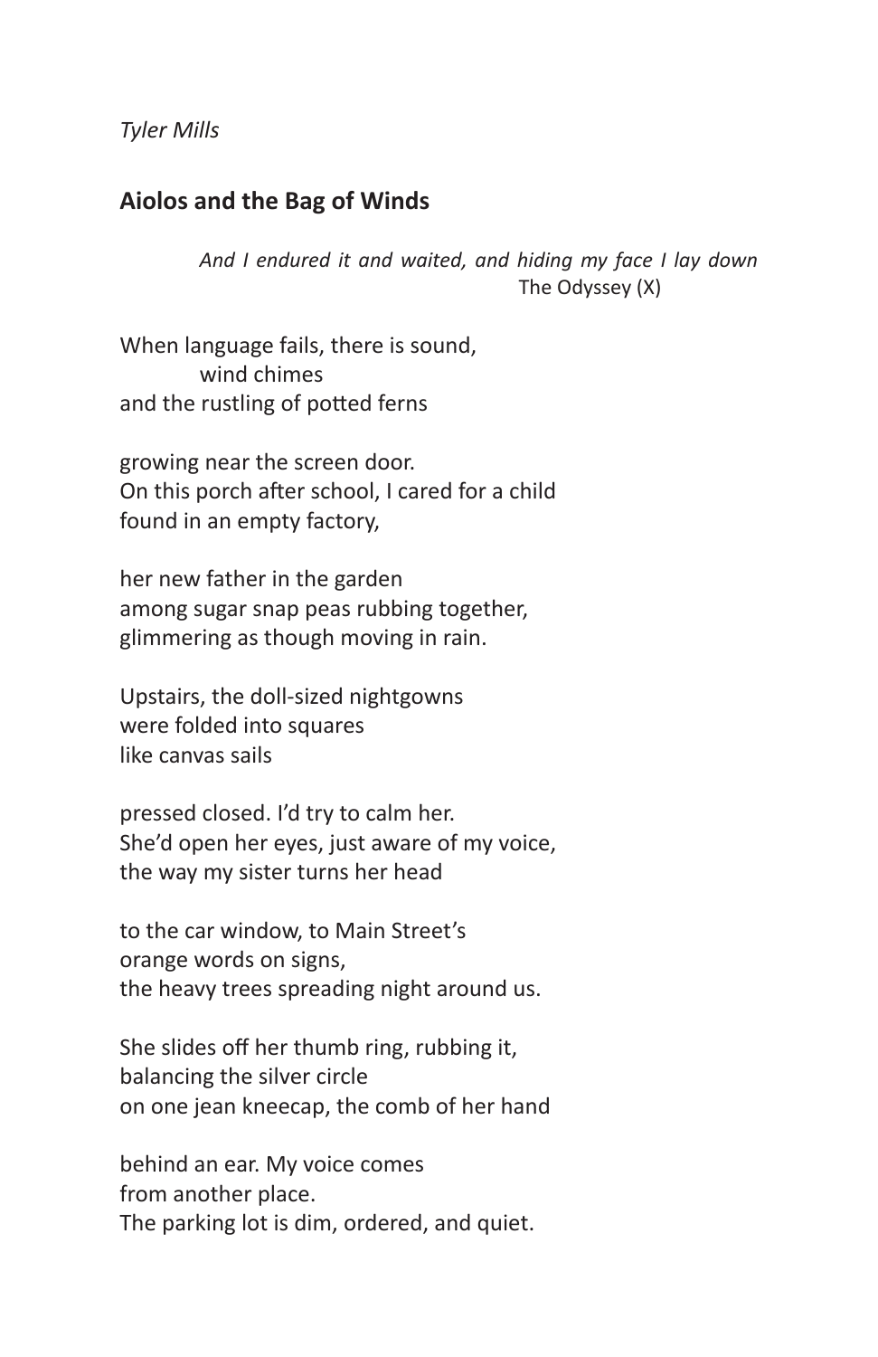*Tyler Mills*

## Aiolos and the Bag of Winds

> *And I endured it and waited, and hiding my face I lay down*
> The Odyssey (X)

When language fails, there is sound,  
&nbsp;&nbsp;&nbsp;&nbsp;&nbsp;&nbsp;&nbsp;&nbsp;wind chimes  
and the rustling of potted ferns

growing near the screen door.  
On this porch after school, I cared for a child  
found in an empty factory,

her new father in the garden  
among sugar snap peas rubbing together,  
glimmering as though moving in rain.

Upstairs, the doll-sized nightgowns  
were folded into squares  
like canvas sails

pressed closed. I'd try to calm her.  
She'd open her eyes, just aware of my voice,  
the way my sister turns her head

to the car window, to Main Street's  
orange words on signs,  
the heavy trees spreading night around us.

She slides off her thumb ring, rubbing it,  
balancing the silver circle  
on one jean kneecap, the comb of her hand

behind an ear. My voice comes  
from another place.  
The parking lot is dim, ordered, and quiet.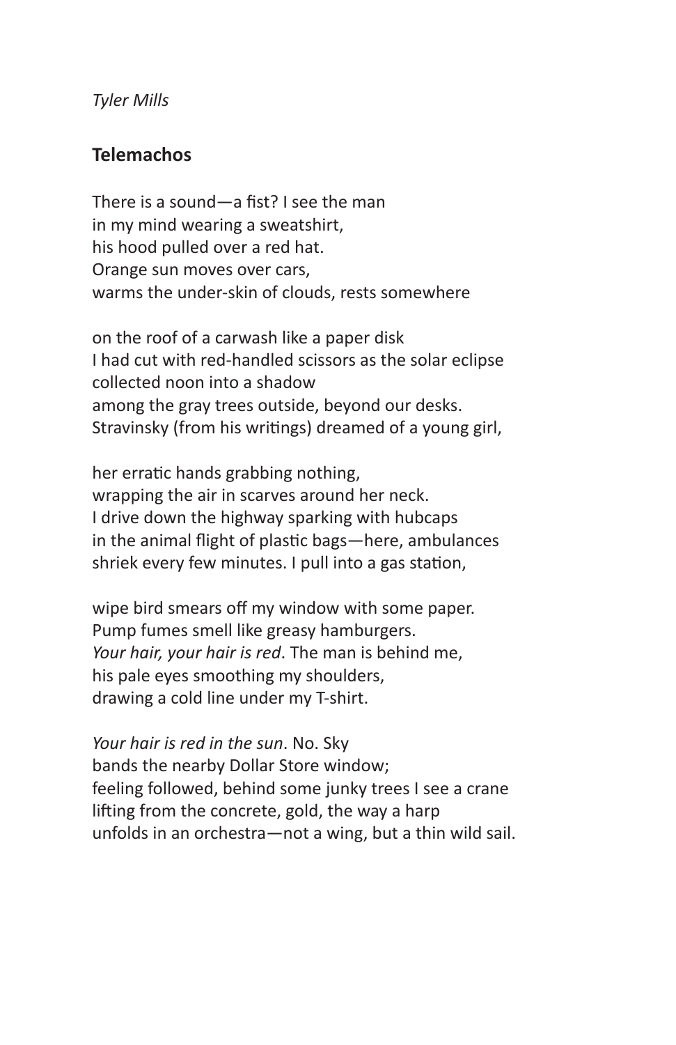*Tyler Mills*

## Telemachos

There is a sound—a fist? I see the man  
in my mind wearing a sweatshirt,  
his hood pulled over a red hat.  
Orange sun moves over cars,  
warms the under-skin of clouds, rests somewhere

on the roof of a carwash like a paper disk  
I had cut with red-handled scissors as the solar eclipse  
collected noon into a shadow  
among the gray trees outside, beyond our desks.  
Stravinsky (from his writings) dreamed of a young girl,

her erratic hands grabbing nothing,  
wrapping the air in scarves around her neck.  
I drive down the highway sparking with hubcaps  
in the animal flight of plastic bags—here, ambulances  
shriek every few minutes. I pull into a gas station,

wipe bird smears off my window with some paper.  
Pump fumes smell like greasy hamburgers.  
*Your hair, your hair is red*. The man is behind me,  
his pale eyes smoothing my shoulders,  
drawing a cold line under my T-shirt.

*Your hair is red in the sun*. No. Sky  
bands the nearby Dollar Store window;  
feeling followed, behind some junky trees I see a crane  
lifting from the concrete, gold, the way a harp  
unfolds in an orchestra—not a wing, but a thin wild sail.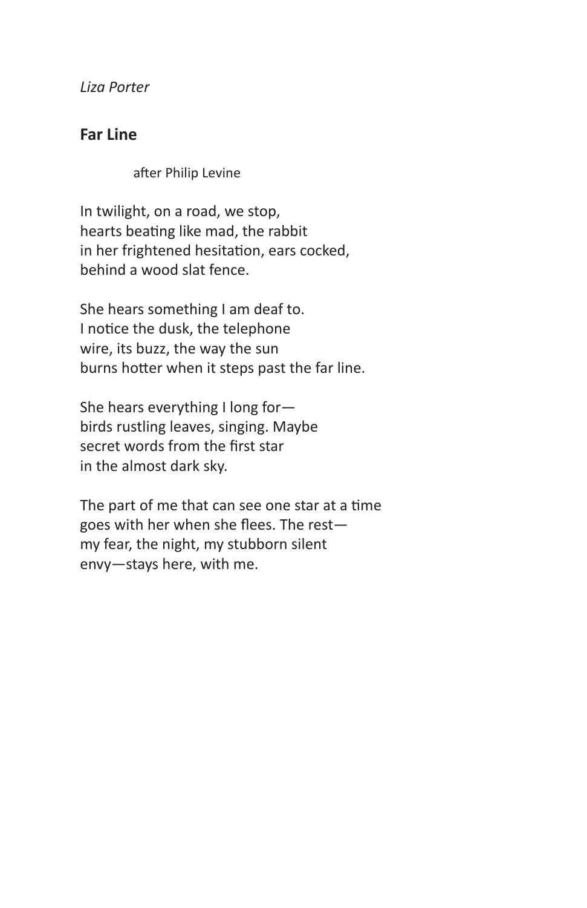*Liza Porter*

## Far Line

after Philip Levine

In twilight, on a road, we stop,
hearts beating like mad, the rabbit
in her frightened hesitation, ears cocked,
behind a wood slat fence.

She hears something I am deaf to.
I notice the dusk, the telephone
wire, its buzz, the way the sun
burns hotter when it steps past the far line.

She hears everything I long for—
birds rustling leaves, singing. Maybe
secret words from the first star
in the almost dark sky.

The part of me that can see one star at a time
goes with her when she flees. The rest—
my fear, the night, my stubborn silent
envy—stays here, with me.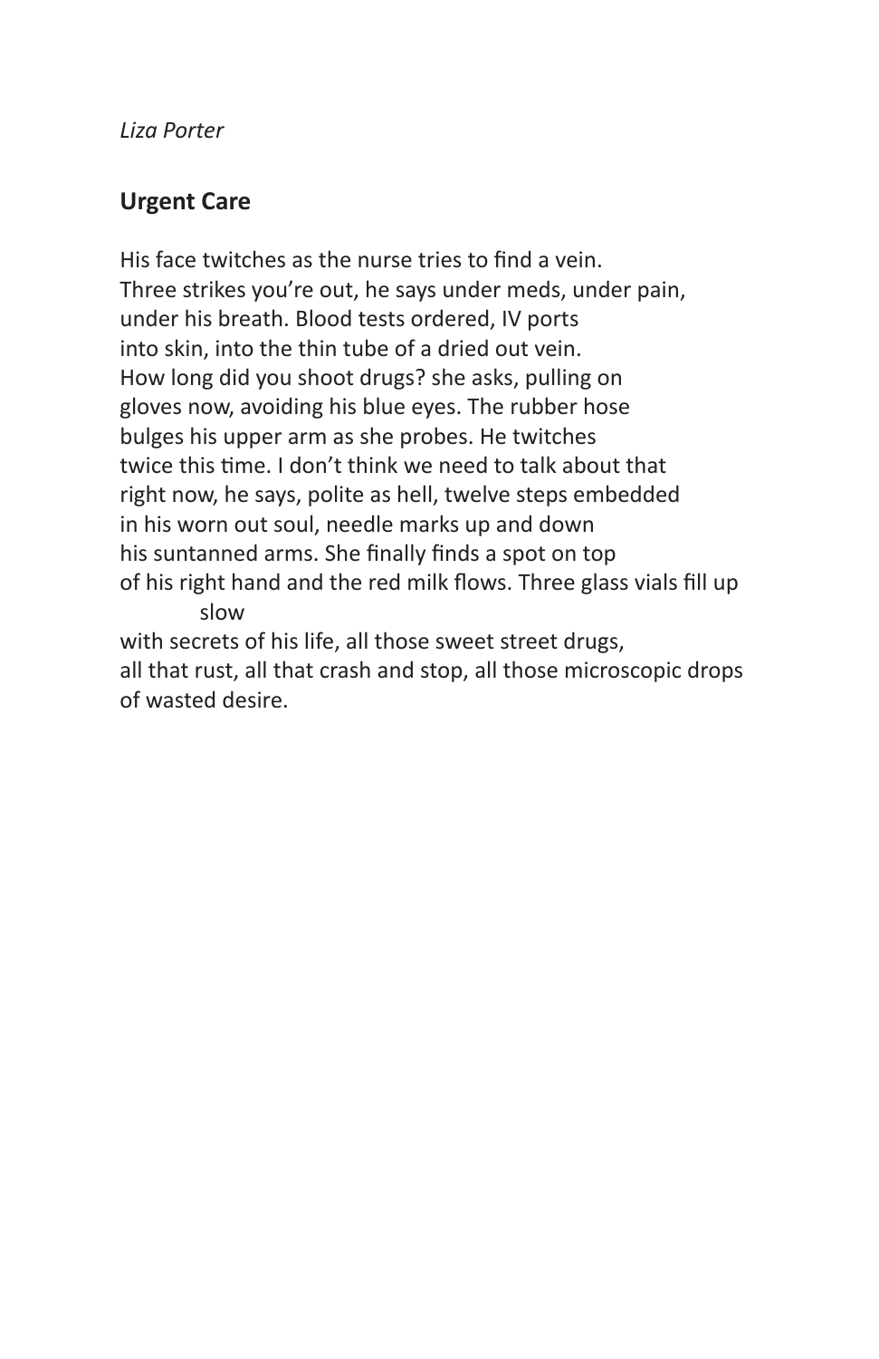*Liza Porter*

## Urgent Care

His face twitches as the nurse tries to find a vein.  
Three strikes you're out, he says under meds, under pain,  
under his breath. Blood tests ordered, IV ports  
into skin, into the thin tube of a dried out vein.  
How long did you shoot drugs? she asks, pulling on  
gloves now, avoiding his blue eyes. The rubber hose  
bulges his upper arm as she probes. He twitches  
twice this time. I don't think we need to talk about that  
right now, he says, polite as hell, twelve steps embedded  
in his worn out soul, needle marks up and down  
his suntanned arms. She finally finds a spot on top  
of his right hand and the red milk flows. Three glass vials fill up  
slow  
with secrets of his life, all those sweet street drugs,  
all that rust, all that crash and stop, all those microscopic drops  
of wasted desire.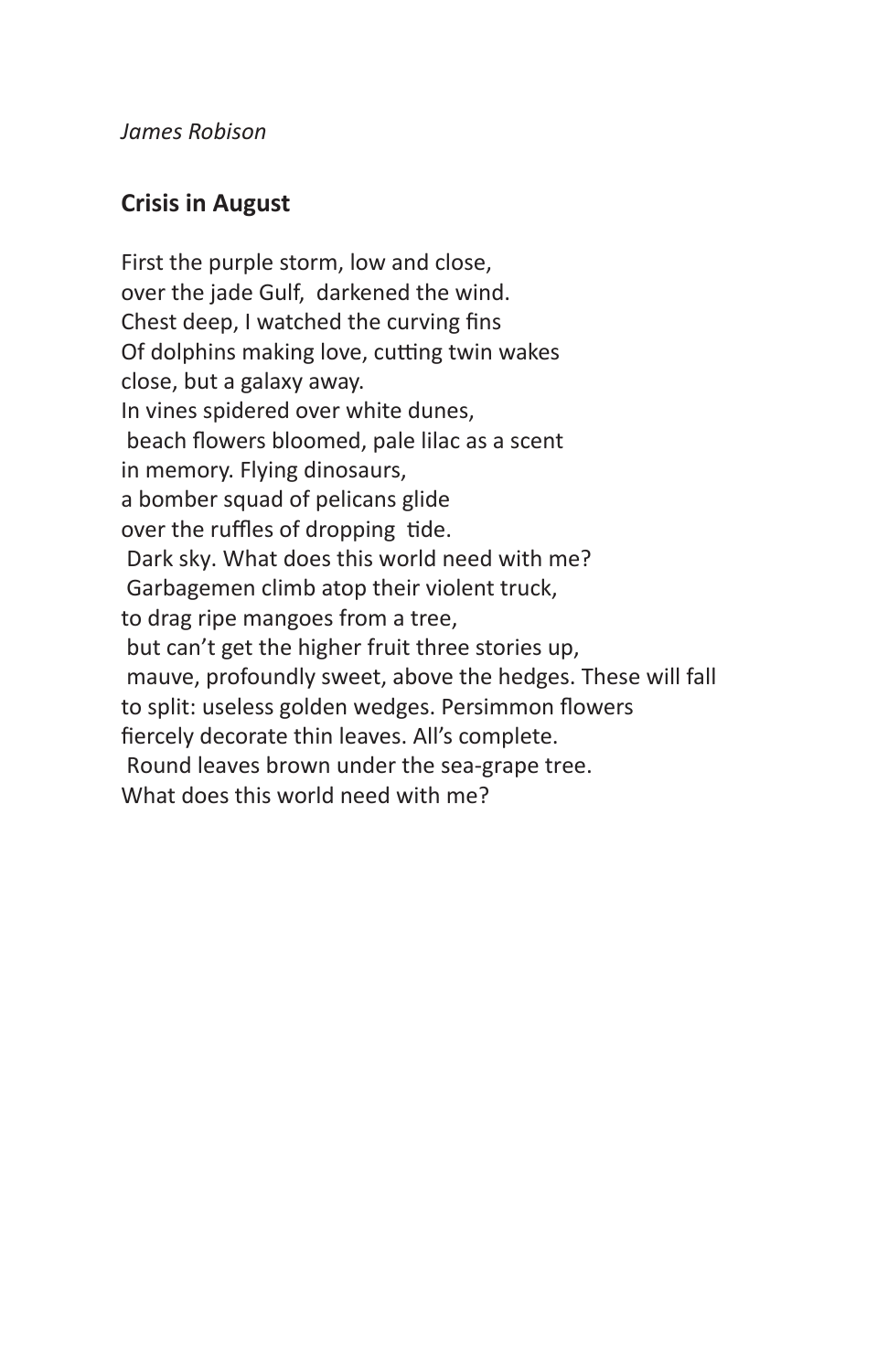*James Robison*

## Crisis in August

First the purple storm, low and close,  
over the jade Gulf, darkened the wind.  
Chest deep, I watched the curving fins  
Of dolphins making love, cutting twin wakes  
close, but a galaxy away.  
In vines spidered over white dunes,  
beach flowers bloomed, pale lilac as a scent  
in memory. Flying dinosaurs,  
a bomber squad of pelicans glide  
over the ruffles of dropping tide.  
Dark sky. What does this world need with me?  
Garbagemen climb atop their violent truck,  
to drag ripe mangoes from a tree,  
but can't get the higher fruit three stories up,  
mauve, profoundly sweet, above the hedges. These will fall  
to split: useless golden wedges. Persimmon flowers  
fiercely decorate thin leaves. All's complete.  
Round leaves brown under the sea-grape tree.  
What does this world need with me?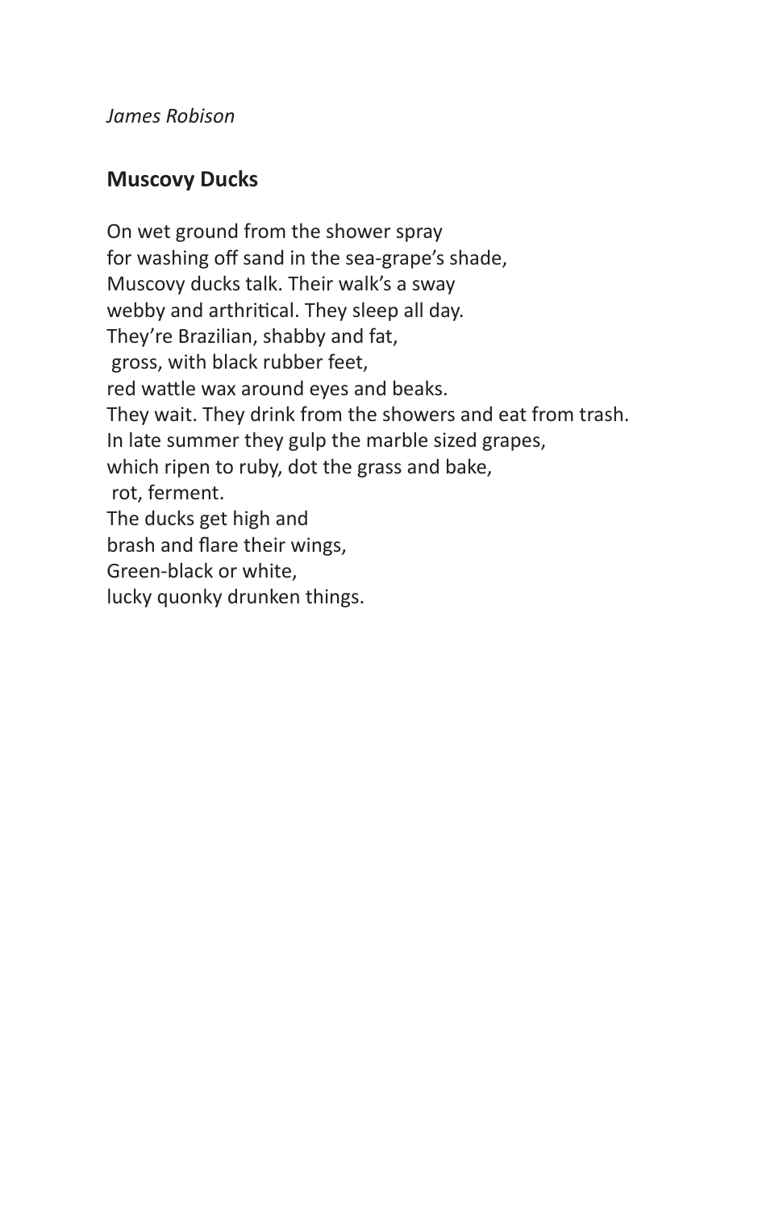*James Robison*

## Muscovy Ducks

On wet ground from the shower spray  
for washing off sand in the sea-grape's shade,  
Muscovy ducks talk. Their walk's a sway  
webby and arthritical. They sleep all day.  
They're Brazilian, shabby and fat,  
 gross, with black rubber feet,  
red wattle wax around eyes and beaks.  
They wait. They drink from the showers and eat from trash.  
In late summer they gulp the marble sized grapes,  
which ripen to ruby, dot the grass and bake,  
 rot, ferment.  
The ducks get high and  
brash and flare their wings,  
Green-black or white,  
lucky quonky drunken things.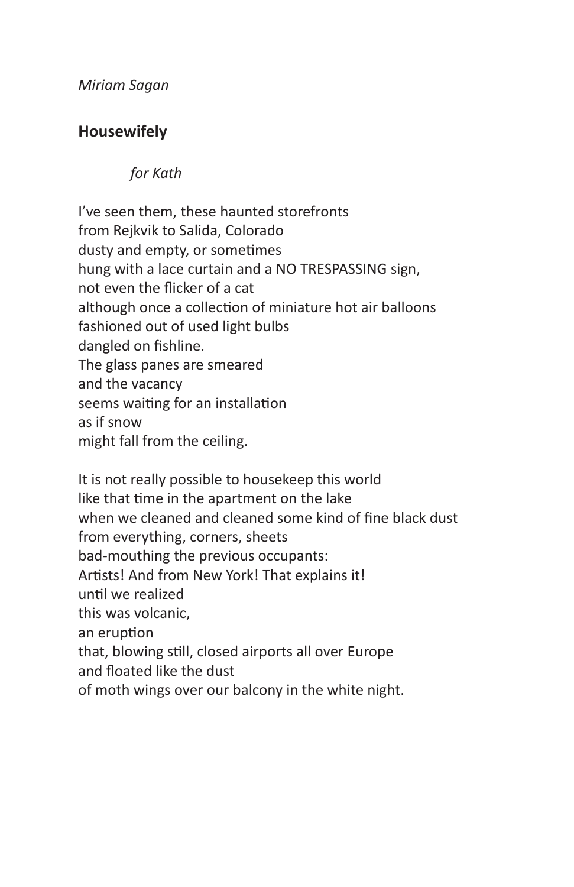*Miriam Sagan*

## Housewifely

*for Kath*

I've seen them, these haunted storefronts  
from Rejkvik to Salida, Colorado  
dusty and empty, or sometimes  
hung with a lace curtain and a NO TRESPASSING sign,  
not even the flicker of a cat  
although once a collection of miniature hot air balloons  
fashioned out of used light bulbs  
dangled on fishline.  
The glass panes are smeared  
and the vacancy  
seems waiting for an installation  
as if snow  
might fall from the ceiling.

It is not really possible to housekeep this world  
like that time in the apartment on the lake  
when we cleaned and cleaned some kind of fine black dust  
from everything, corners, sheets  
bad-mouthing the previous occupants:  
Artists! And from New York! That explains it!  
until we realized  
this was volcanic,  
an eruption  
that, blowing still, closed airports all over Europe  
and floated like the dust  
of moth wings over our balcony in the white night.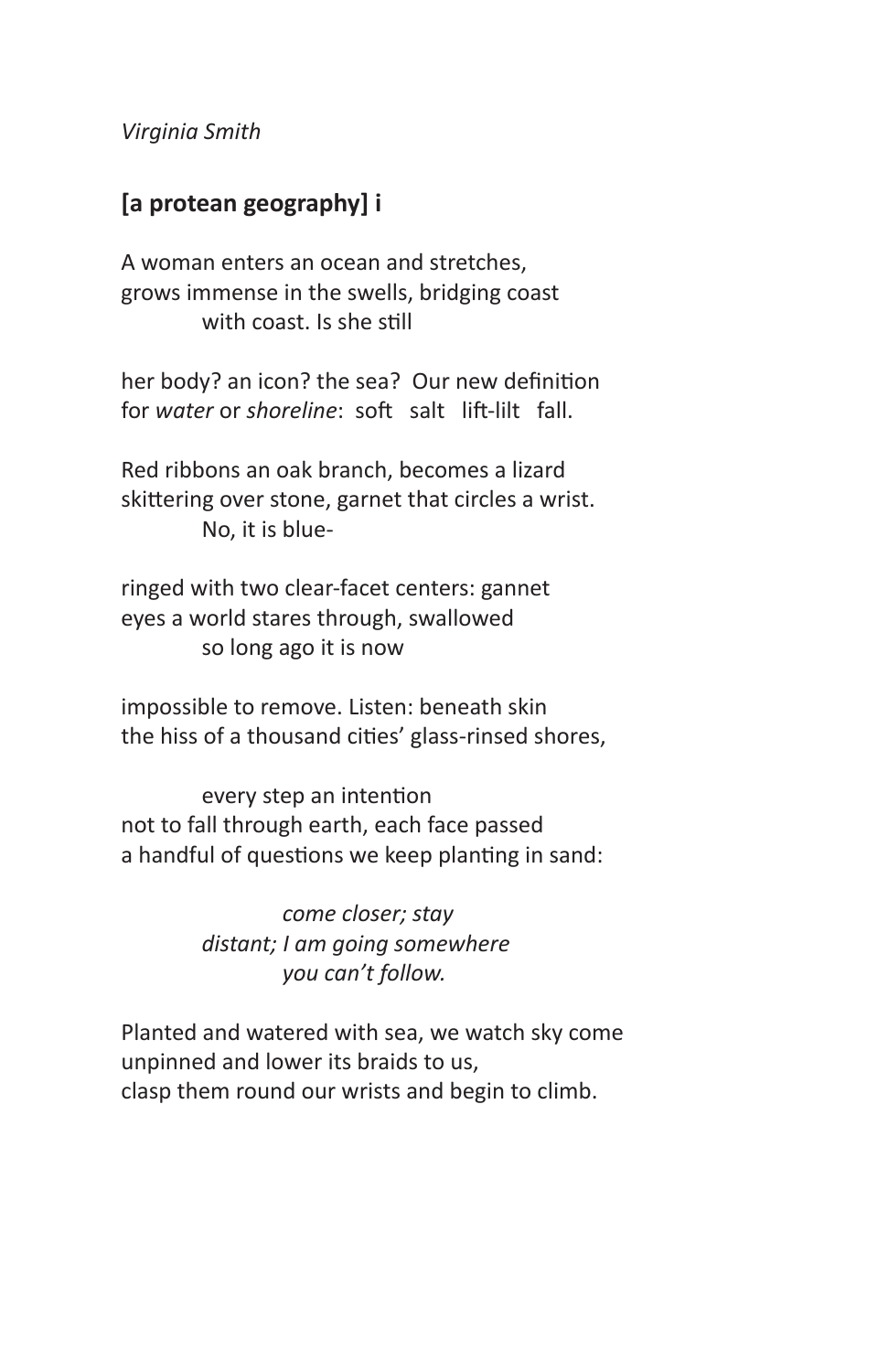*Virginia Smith*

## [a protean geography] i

A woman enters an ocean and stretches,
grows immense in the swells, bridging coast
&emsp;&emsp;&emsp;&emsp;with coast. Is she still

her body? an icon? the sea? Our new definition
for *water* or *shoreline*: soft &nbsp; salt &nbsp; lift-lilt &nbsp; fall.

Red ribbons an oak branch, becomes a lizard
skittering over stone, garnet that circles a wrist.
&emsp;&emsp;&emsp;&emsp;No, it is blue-

ringed with two clear-facet centers: gannet
eyes a world stares through, swallowed
&emsp;&emsp;&emsp;&emsp;so long ago it is now

impossible to remove. Listen: beneath skin
the hiss of a thousand cities' glass-rinsed shores,

&emsp;&emsp;&emsp;&emsp;every step an intention
not to fall through earth, each face passed
a handful of questions we keep planting in sand:

&emsp;&emsp;&emsp;&emsp;&emsp;&emsp;&emsp;&emsp;*come closer; stay*
&emsp;&emsp;&emsp;&emsp;*distant; I am going somewhere*
&emsp;&emsp;&emsp;&emsp;&emsp;&emsp;&emsp;&emsp;*you can't follow.*

Planted and watered with sea, we watch sky come
unpinned and lower its braids to us,
clasp them round our wrists and begin to climb.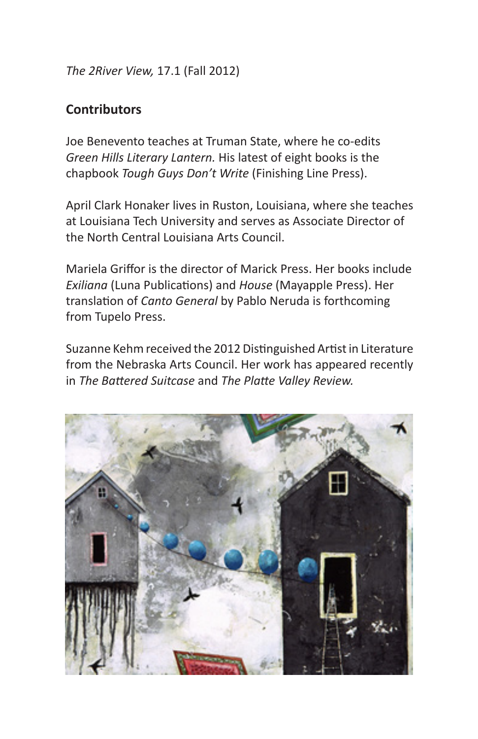*The 2River View,* 17.1 (Fall 2012)

## Contributors

Joe Benevento teaches at Truman State, where he co-edits *Green Hills Literary Lantern.* His latest of eight books is the chapbook *Tough Guys Don't Write* (Finishing Line Press).

April Clark Honaker lives in Ruston, Louisiana, where she teaches at Louisiana Tech University and serves as Associate Director of the North Central Louisiana Arts Council.

Mariela Griffor is the director of Marick Press. Her books include *Exiliana* (Luna Publications) and *House* (Mayapple Press). Her translation of *Canto General* by Pablo Neruda is forthcoming from Tupelo Press.

Suzanne Kehm received the 2012 Distinguished Artist in Literature from the Nebraska Arts Council. Her work has appeared recently in *The Battered Suitcase* and *The Platte Valley Review.*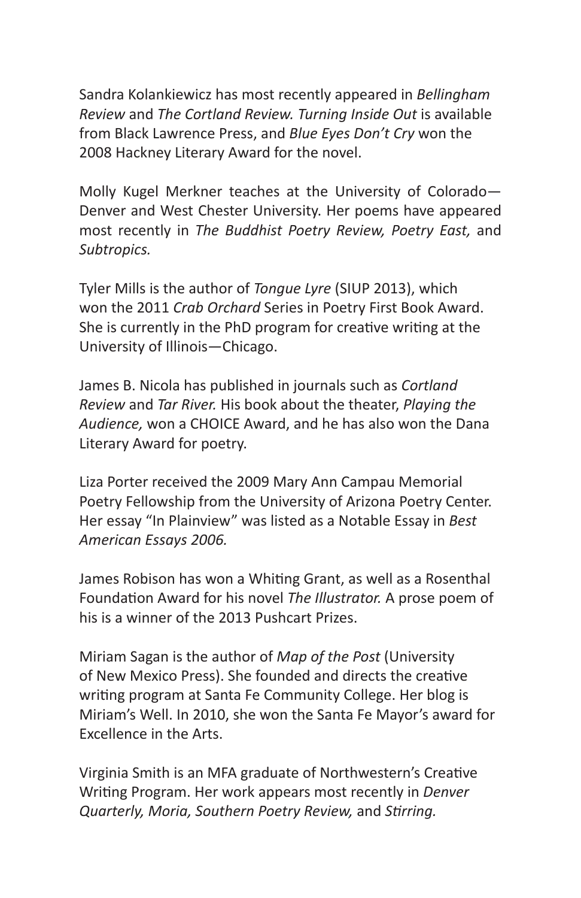Sandra Kolankiewicz has most recently appeared in *Bellingham Review* and *The Cortland Review. Turning Inside Out* is available from Black Lawrence Press, and *Blue Eyes Don't Cry* won the 2008 Hackney Literary Award for the novel.

Molly Kugel Merkner teaches at the University of Colorado—Denver and West Chester University. Her poems have appeared most recently in *The Buddhist Poetry Review, Poetry East,* and *Subtropics.*

Tyler Mills is the author of *Tongue Lyre* (SIUP 2013), which won the 2011 *Crab Orchard* Series in Poetry First Book Award. She is currently in the PhD program for creative writing at the University of Illinois—Chicago.

James B. Nicola has published in journals such as *Cortland Review* and *Tar River.* His book about the theater, *Playing the Audience,* won a CHOICE Award, and he has also won the Dana Literary Award for poetry.

Liza Porter received the 2009 Mary Ann Campau Memorial Poetry Fellowship from the University of Arizona Poetry Center. Her essay "In Plainview" was listed as a Notable Essay in *Best American Essays 2006.*

James Robison has won a Whiting Grant, as well as a Rosenthal Foundation Award for his novel *The Illustrator.* A prose poem of his is a winner of the 2013 Pushcart Prizes.

Miriam Sagan is the author of *Map of the Post* (University of New Mexico Press). She founded and directs the creative writing program at Santa Fe Community College. Her blog is Miriam's Well. In 2010, she won the Santa Fe Mayor's award for Excellence in the Arts.

Virginia Smith is an MFA graduate of Northwestern's Creative Writing Program. Her work appears most recently in *Denver Quarterly, Moria, Southern Poetry Review,* and *Stirring.*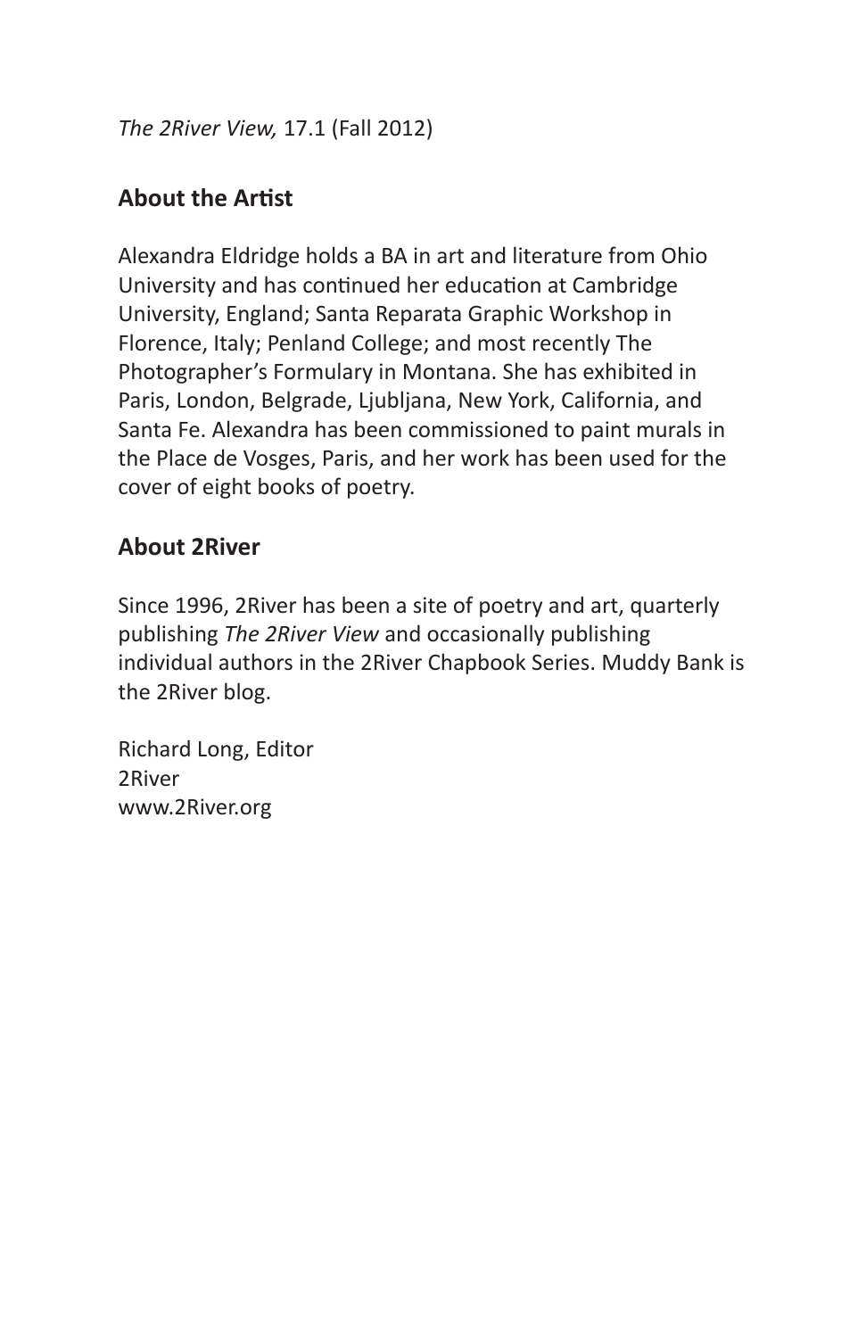*The 2River View,* 17.1 (Fall 2012)

## About the Artist

Alexandra Eldridge holds a BA in art and literature from Ohio University and has continued her education at Cambridge University, England; Santa Reparata Graphic Workshop in Florence, Italy; Penland College; and most recently The Photographer's Formulary in Montana. She has exhibited in Paris, London, Belgrade, Ljubljana, New York, California, and Santa Fe. Alexandra has been commissioned to paint murals in the Place de Vosges, Paris, and her work has been used for the cover of eight books of poetry.

## About 2River

Since 1996, 2River has been a site of poetry and art, quarterly publishing *The 2River View* and occasionally publishing individual authors in the 2River Chapbook Series. Muddy Bank is the 2River blog.

Richard Long, Editor
2River
www.2River.org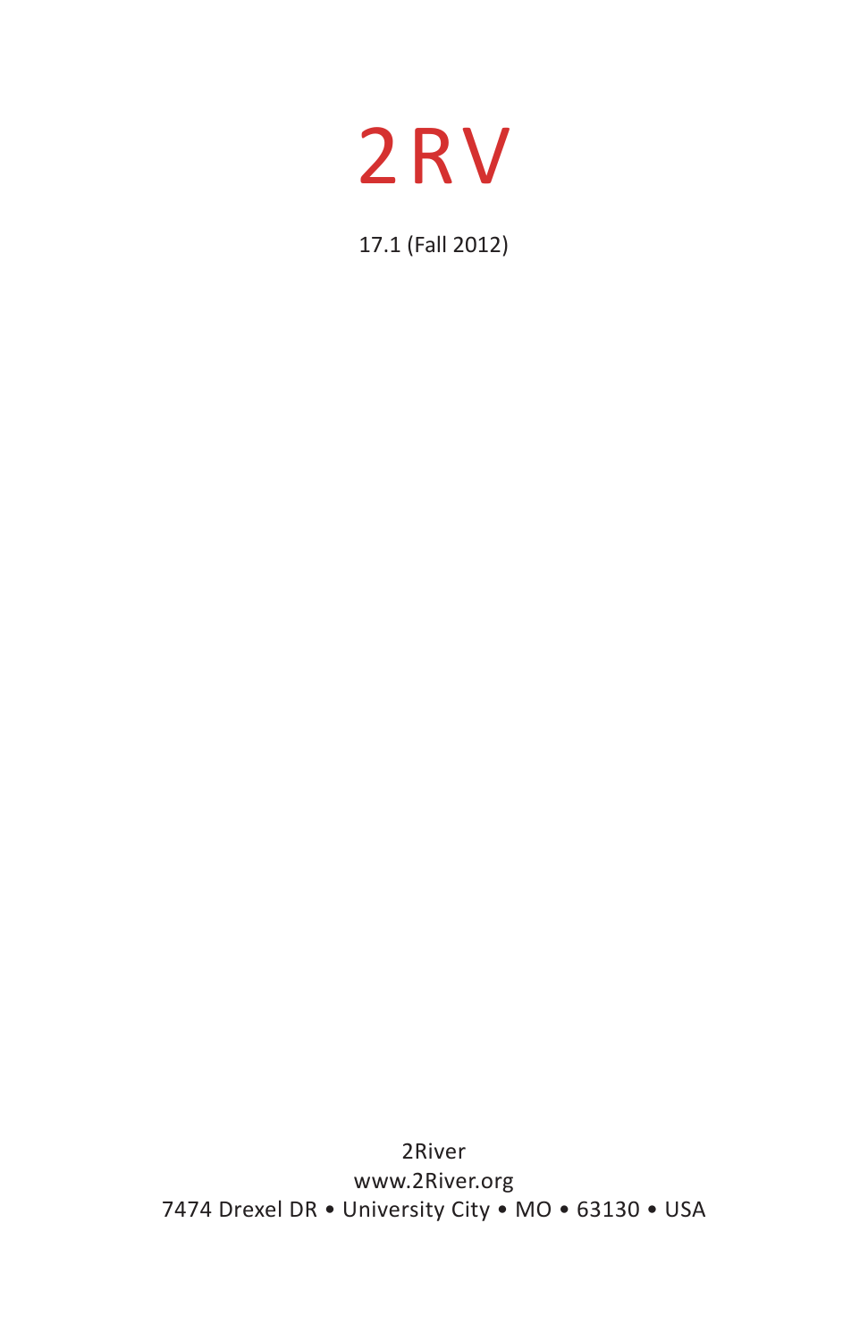# 2RV

17.1 (Fall 2012)

2River
www.2River.org
7474 Drexel DR • University City • MO • 63130 • USA